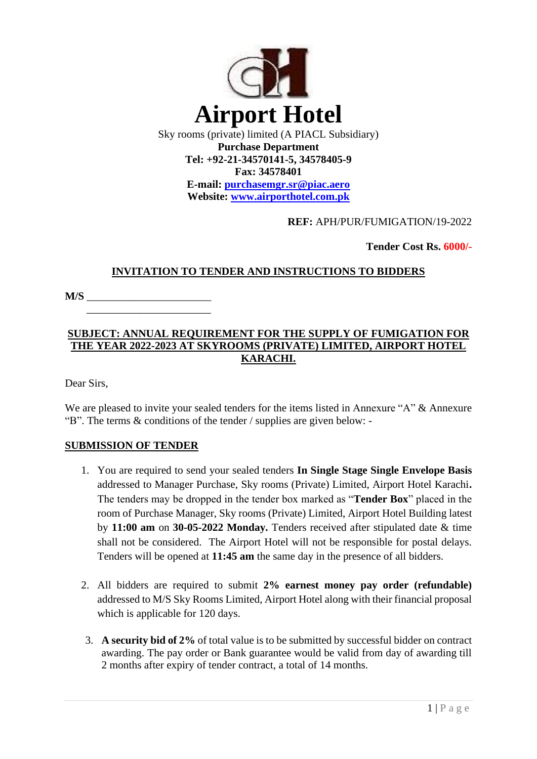# Airport Hotel

Sky rooms (private) limited (A PIACL Subsidiary)
**Purchase Department**
**Tel: +92-21-34570141-5, 34578405-9**
**Fax: 34578401**
**E-mail: purchasemgr.sr@piac.aero**
**Website: www.airporthotel.com.pk**

**REF:** APH/PUR/FUMIGATION/19-2022

**Tender Cost Rs. 6000/-**

## INVITATION TO TENDER AND INSTRUCTIONS TO BIDDERS

**M/S** _______________________
_______________________

### SUBJECT: ANNUAL REQUIREMENT FOR THE SUPPLY OF FUMIGATION FOR THE YEAR 2022-2023 AT SKYROOMS (PRIVATE) LIMITED, AIRPORT HOTEL KARACHI.

Dear Sirs,

We are pleased to invite your sealed tenders for the items listed in Annexure "A" & Annexure "B". The terms & conditions of the tender / supplies are given below: -

## SUBMISSION OF TENDER

1. You are required to send your sealed tenders **In Single Stage Single Envelope Basis** addressed to Manager Purchase, Sky rooms (Private) Limited, Airport Hotel Karachi**.** The tenders may be dropped in the tender box marked as "**Tender Box**" placed in the room of Purchase Manager, Sky rooms (Private) Limited, Airport Hotel Building latest by **11:00 am** on **30-05-2022 Monday.** Tenders received after stipulated date & time shall not be considered. The Airport Hotel will not be responsible for postal delays. Tenders will be opened at **11:45 am** the same day in the presence of all bidders.

2. All bidders are required to submit **2% earnest money pay order (refundable)** addressed to M/S Sky Rooms Limited, Airport Hotel along with their financial proposal which is applicable for 120 days.

3. **A security bid of 2%** of total value is to be submitted by successful bidder on contract awarding. The pay order or Bank guarantee would be valid from day of awarding till 2 months after expiry of tender contract, a total of 14 months.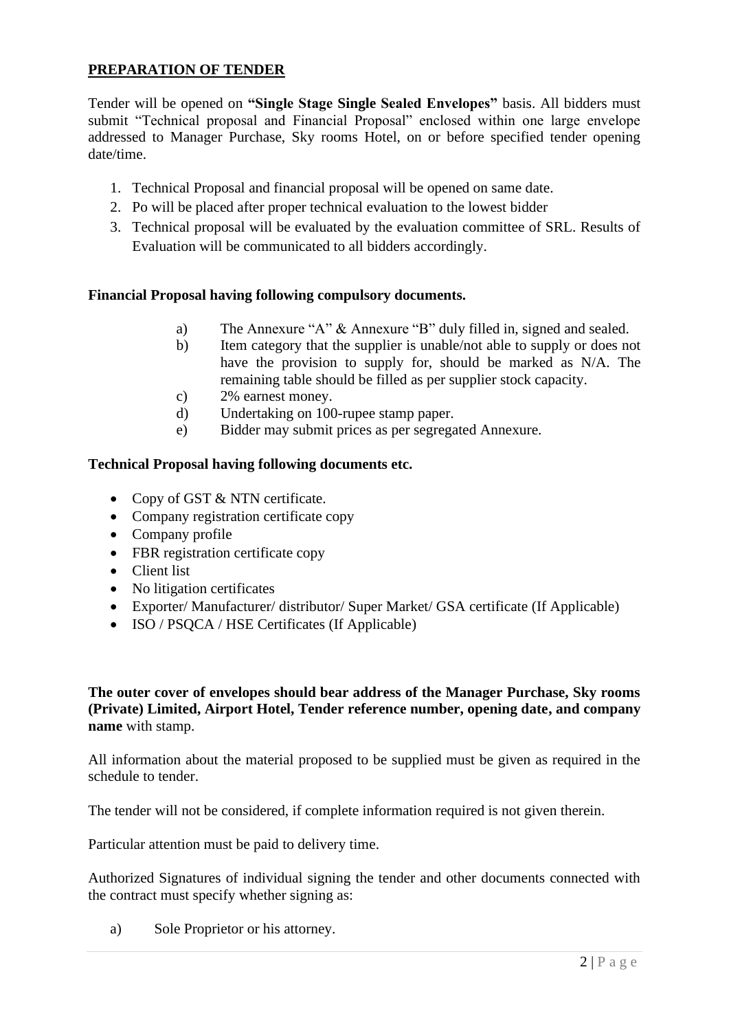## PREPARATION OF TENDER

Tender will be opened on **"Single Stage Single Sealed Envelopes"** basis. All bidders must submit "Technical proposal and Financial Proposal" enclosed within one large envelope addressed to Manager Purchase, Sky rooms Hotel, on or before specified tender opening date/time.

1. Technical Proposal and financial proposal will be opened on same date.
2. Po will be placed after proper technical evaluation to the lowest bidder
3. Technical proposal will be evaluated by the evaluation committee of SRL. Results of Evaluation will be communicated to all bidders accordingly.

**Financial Proposal having following compulsory documents.**

a) The Annexure "A" & Annexure "B" duly filled in, signed and sealed.
b) Item category that the supplier is unable/not able to supply or does not have the provision to supply for, should be marked as N/A. The remaining table should be filled as per supplier stock capacity.
c) 2% earnest money.
d) Undertaking on 100-rupee stamp paper.
e) Bidder may submit prices as per segregated Annexure.

**Technical Proposal having following documents etc.**

- Copy of GST & NTN certificate.
- Company registration certificate copy
- Company profile
- FBR registration certificate copy
- Client list
- No litigation certificates
- Exporter/ Manufacturer/ distributor/ Super Market/ GSA certificate (If Applicable)
- ISO / PSQCA / HSE Certificates (If Applicable)

**The outer cover of envelopes should bear address of the Manager Purchase, Sky rooms (Private) Limited, Airport Hotel, Tender reference number, opening date, and company name** with stamp.

All information about the material proposed to be supplied must be given as required in the schedule to tender.

The tender will not be considered, if complete information required is not given therein.

Particular attention must be paid to delivery time.

Authorized Signatures of individual signing the tender and other documents connected with the contract must specify whether signing as:

a) Sole Proprietor or his attorney.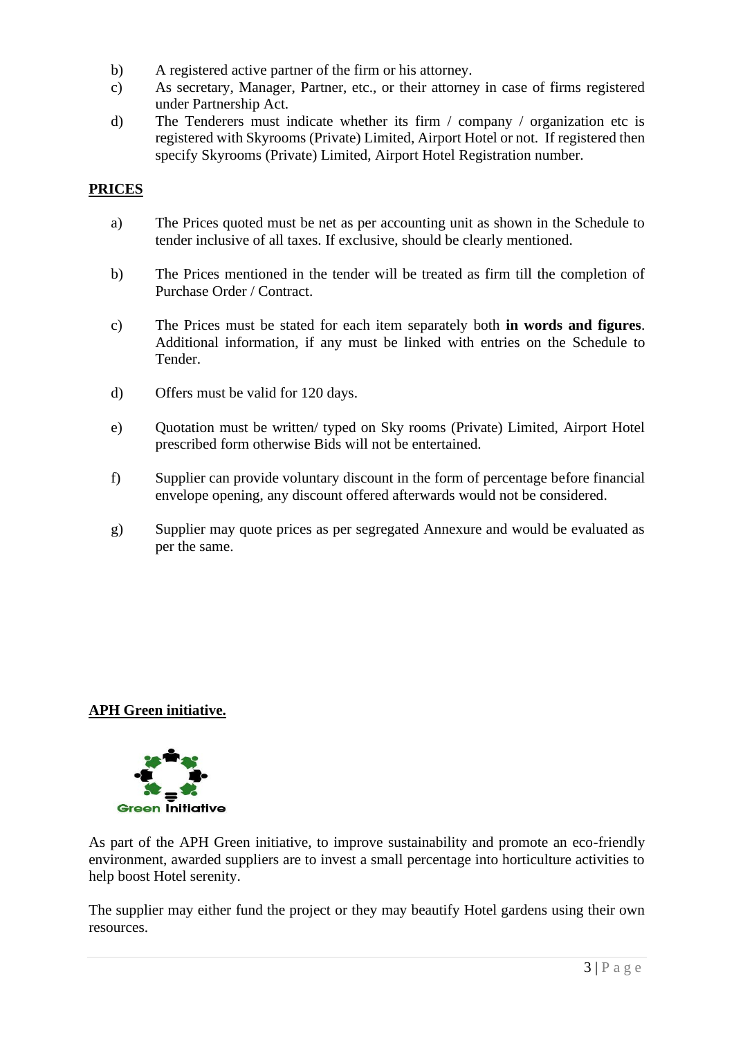b) A registered active partner of the firm or his attorney.

c) As secretary, Manager, Partner, etc., or their attorney in case of firms registered under Partnership Act.

d) The Tenderers must indicate whether its firm / company / organization etc is registered with Skyrooms (Private) Limited, Airport Hotel or not. If registered then specify Skyrooms (Private) Limited, Airport Hotel Registration number.

## PRICES

a) The Prices quoted must be net as per accounting unit as shown in the Schedule to tender inclusive of all taxes. If exclusive, should be clearly mentioned.

b) The Prices mentioned in the tender will be treated as firm till the completion of Purchase Order / Contract.

c) The Prices must be stated for each item separately both **in words and figures**. Additional information, if any must be linked with entries on the Schedule to Tender.

d) Offers must be valid for 120 days.

e) Quotation must be written/ typed on Sky rooms (Private) Limited, Airport Hotel prescribed form otherwise Bids will not be entertained.

f) Supplier can provide voluntary discount in the form of percentage before financial envelope opening, any discount offered afterwards would not be considered.

g) Supplier may quote prices as per segregated Annexure and would be evaluated as per the same.

## APH Green initiative.

Green Initiative

As part of the APH Green initiative, to improve sustainability and promote an eco-friendly environment, awarded suppliers are to invest a small percentage into horticulture activities to help boost Hotel serenity.

The supplier may either fund the project or they may beautify Hotel gardens using their own resources.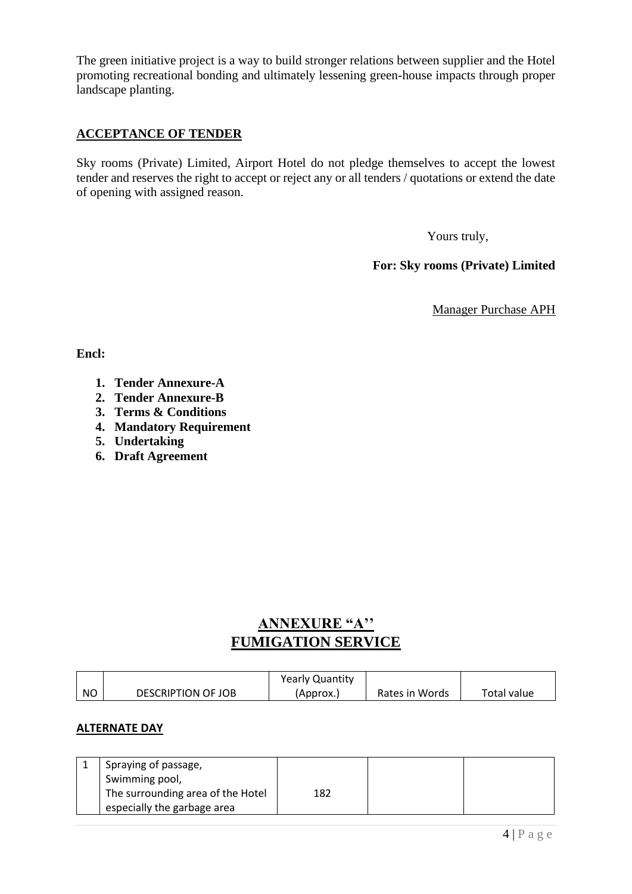The green initiative project is a way to build stronger relations between supplier and the Hotel promoting recreational bonding and ultimately lessening green-house impacts through proper landscape planting.

**ACCEPTANCE OF TENDER**

Sky rooms (Private) Limited, Airport Hotel do not pledge themselves to accept the lowest tender and reserves the right to accept or reject any or all tenders / quotations or extend the date of opening with assigned reason.

Yours truly,

**For: Sky rooms (Private) Limited**

Manager Purchase APH

**Encl:**

1. **Tender Annexure-A**
2. **Tender Annexure-B**
3. **Terms & Conditions**
4. **Mandatory Requirement**
5. **Undertaking**
6. **Draft Agreement**

## ANNEXURE "A''
## FUMIGATION SERVICE

| NO | DESCRIPTION OF JOB | Yearly Quantity (Approx.) | Rates in Words | Total value |
|---|---|---|---|---|
| **ALTERNATE DAY** | | | | |
| 1 | Spraying of passage, Swimming pool, The surrounding area of the Hotel especially the garbage area | 182 | | |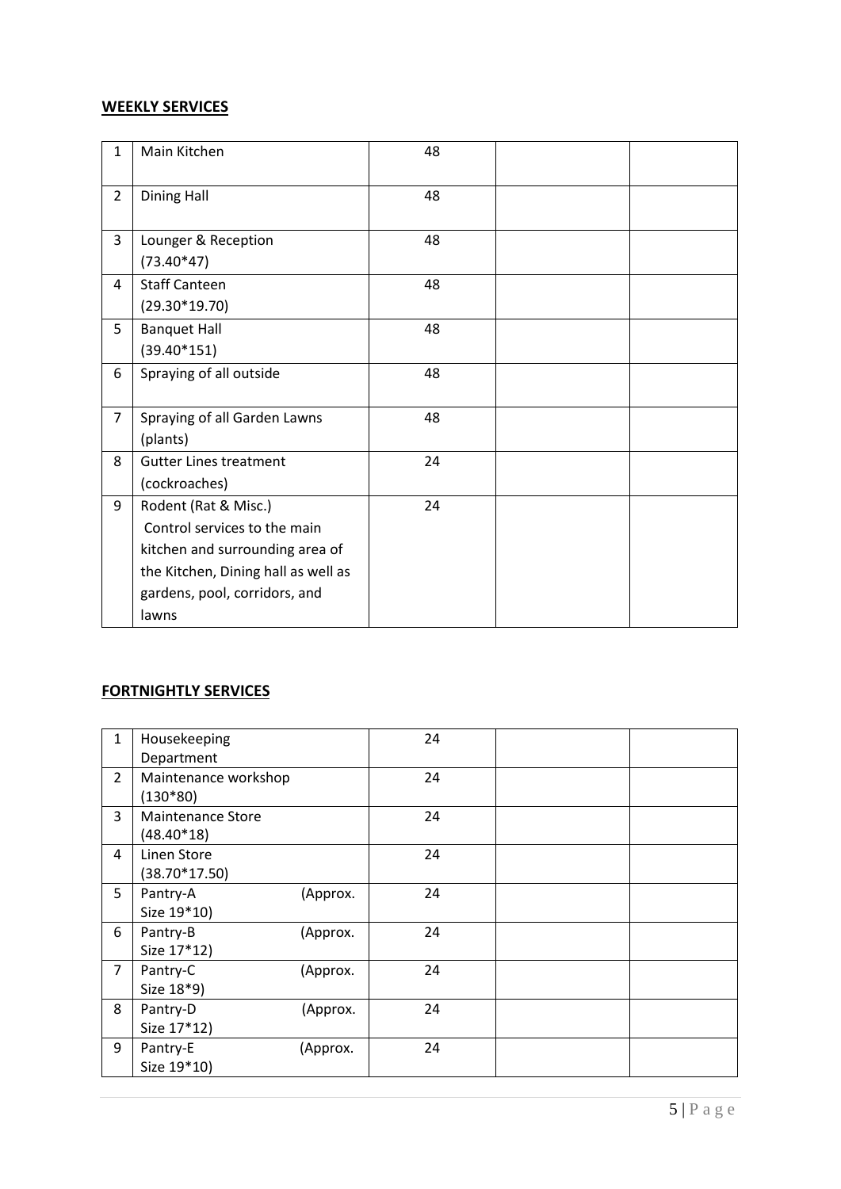**WEEKLY SERVICES**

| | | | | |
|---|---|---|---|---|
| 1 | Main Kitchen | 48 | | |
| 2 | Dining Hall | 48 | | |
| 3 | Lounger & Reception (73.40*47) | 48 | | |
| 4 | Staff Canteen (29.30*19.70) | 48 | | |
| 5 | Banquet Hall (39.40*151) | 48 | | |
| 6 | Spraying of all outside | 48 | | |
| 7 | Spraying of all Garden Lawns (plants) | 48 | | |
| 8 | Gutter Lines treatment (cockroaches) | 24 | | |
| 9 | Rodent (Rat & Misc.) Control services to the main kitchen and surrounding area of the Kitchen, Dining hall as well as gardens, pool, corridors, and lawns | 24 | | |

**FORTNIGHTLY SERVICES**

| | | | | |
|---|---|---|---|---|
| 1 | Housekeeping Department | 24 | | |
| 2 | Maintenance workshop (130*80) | 24 | | |
| 3 | Maintenance Store (48.40*18) | 24 | | |
| 4 | Linen Store (38.70*17.50) | 24 | | |
| 5 | Pantry-A (Approx. Size 19*10) | 24 | | |
| 6 | Pantry-B (Approx. Size 17*12) | 24 | | |
| 7 | Pantry-C (Approx. Size 18*9) | 24 | | |
| 8 | Pantry-D (Approx. Size 17*12) | 24 | | |
| 9 | Pantry-E (Approx. Size 19*10) | 24 | | |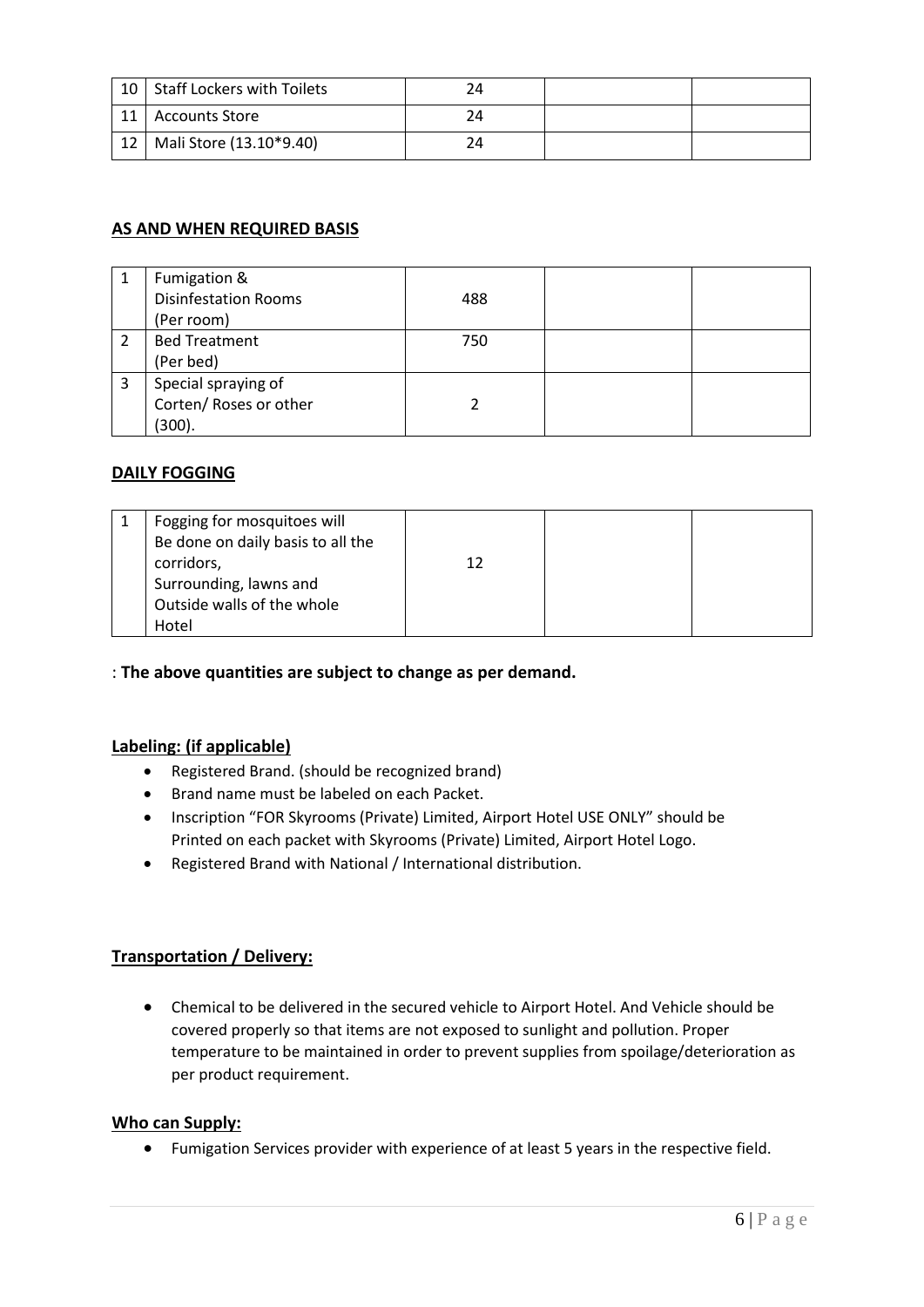| 10 | Staff Lockers with Toilets | 24 | | |
|---|---|---|---|---|
| 11 | Accounts Store | 24 | | |
| 12 | Mali Store (13.10*9.40) | 24 | | |

**AS AND WHEN REQUIRED BASIS**

| 1 | Fumigation & Disinfestation Rooms (Per room) | 488 | | |
|---|---|---|---|---|
| 2 | Bed Treatment (Per bed) | 750 | | |
| 3 | Special spraying of Corten/ Roses or other (300). | 2 | | |

**DAILY FOGGING**

| 1 | Fogging for mosquitoes will Be done on daily basis to all the corridors, Surrounding, lawns and Outside walls of the whole Hotel | 12 | | |
|---|---|---|---|---|

: **The above quantities are subject to change as per demand.**

**Labeling: (if applicable)**

- Registered Brand. (should be recognized brand)
- Brand name must be labeled on each Packet.
- Inscription "FOR Skyrooms (Private) Limited, Airport Hotel USE ONLY" should be Printed on each packet with Skyrooms (Private) Limited, Airport Hotel Logo.
- Registered Brand with National / International distribution.

**Transportation / Delivery:**

- Chemical to be delivered in the secured vehicle to Airport Hotel. And Vehicle should be covered properly so that items are not exposed to sunlight and pollution. Proper temperature to be maintained in order to prevent supplies from spoilage/deterioration as per product requirement.

**Who can Supply:**

- Fumigation Services provider with experience of at least 5 years in the respective field.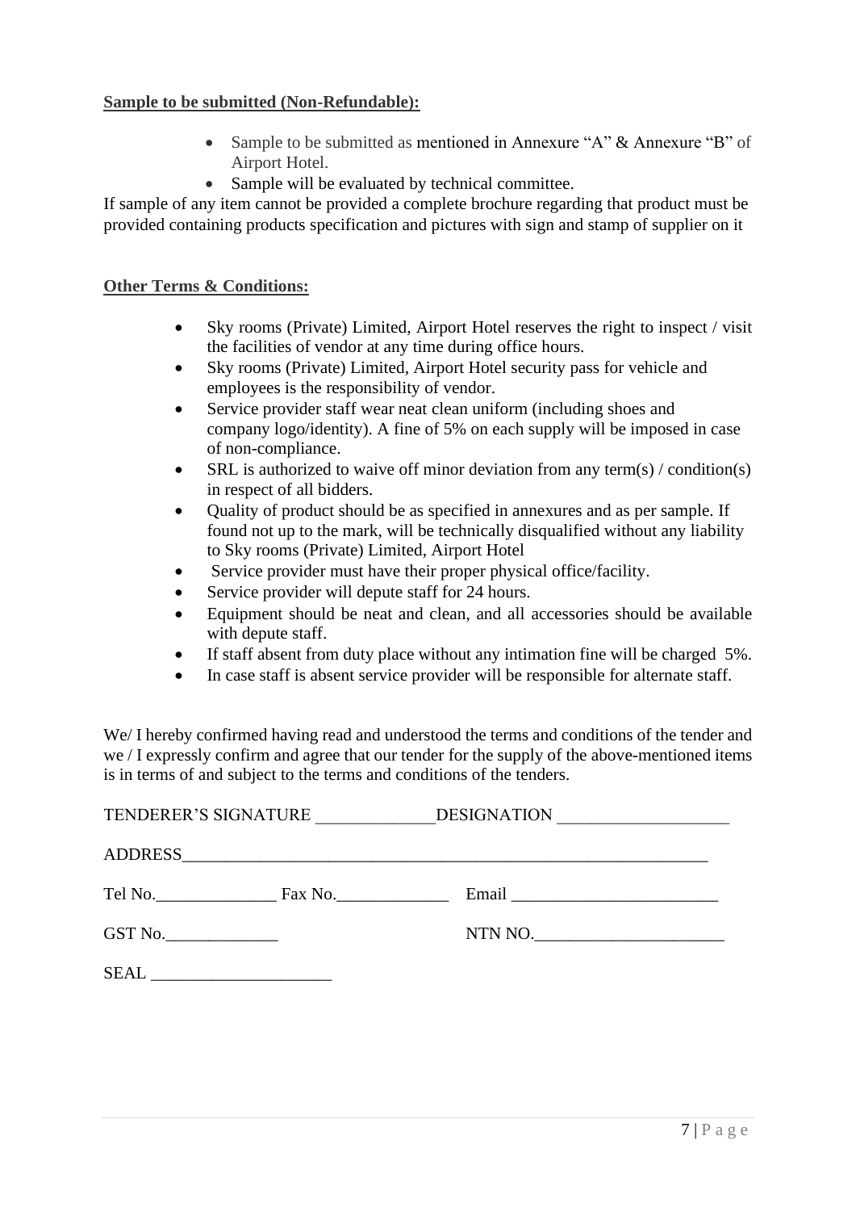**Sample to be submitted (Non-Refundable):**

- Sample to be submitted as mentioned in Annexure "A" & Annexure "B" of Airport Hotel.
- Sample will be evaluated by technical committee.

If sample of any item cannot be provided a complete brochure regarding that product must be provided containing products specification and pictures with sign and stamp of supplier on it

**Other Terms & Conditions:**

- Sky rooms (Private) Limited, Airport Hotel reserves the right to inspect / visit the facilities of vendor at any time during office hours.
- Sky rooms (Private) Limited, Airport Hotel security pass for vehicle and employees is the responsibility of vendor.
- Service provider staff wear neat clean uniform (including shoes and company logo/identity). A fine of 5% on each supply will be imposed in case of non-compliance.
- SRL is authorized to waive off minor deviation from any term(s) / condition(s) in respect of all bidders.
- Quality of product should be as specified in annexures and as per sample. If found not up to the mark, will be technically disqualified without any liability to Sky rooms (Private) Limited, Airport Hotel
- Service provider must have their proper physical office/facility.
- Service provider will depute staff for 24 hours.
- Equipment should be neat and clean, and all accessories should be available with depute staff.
- If staff absent from duty place without any intimation fine will be charged 5%.
- In case staff is absent service provider will be responsible for alternate staff.

We/ I hereby confirmed having read and understood the terms and conditions of the tender and we / I expressly confirm and agree that our tender for the supply of the above-mentioned items is in terms of and subject to the terms and conditions of the tenders.

TENDERER'S SIGNATURE ______________DESIGNATION ____________________

ADDRESS_________________________________________________________________

Tel No._______________ Fax No._____________ Email _________________________

GST No._____________ NTN NO.______________________

SEAL _____________________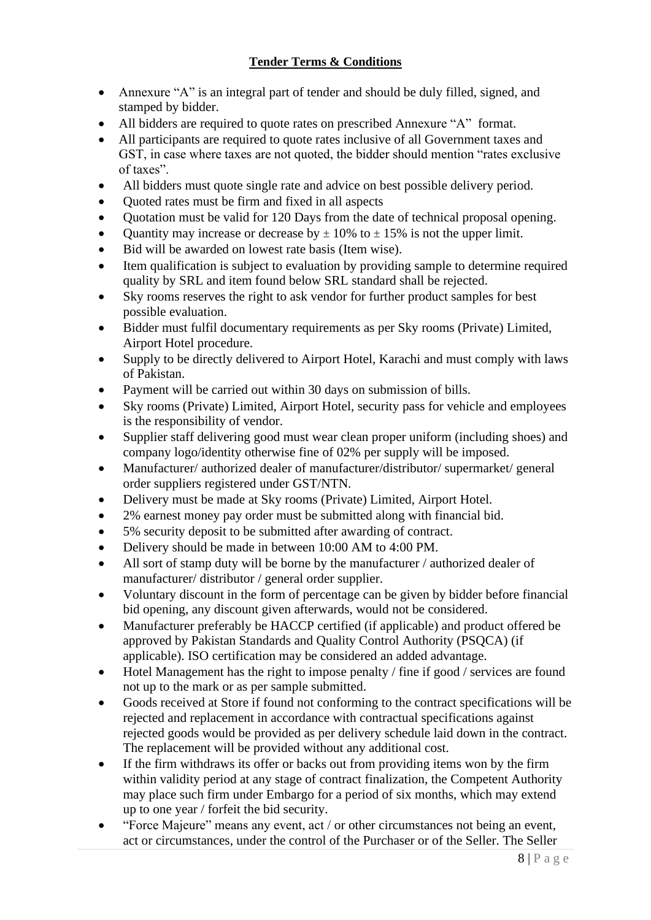**Tender Terms & Conditions**

- Annexure "A" is an integral part of tender and should be duly filled, signed, and stamped by bidder.
- All bidders are required to quote rates on prescribed Annexure "A" format.
- All participants are required to quote rates inclusive of all Government taxes and GST, in case where taxes are not quoted, the bidder should mention "rates exclusive of taxes".
- All bidders must quote single rate and advice on best possible delivery period.
- Quoted rates must be firm and fixed in all aspects
- Quotation must be valid for 120 Days from the date of technical proposal opening.
- Quantity may increase or decrease by ± 10% to ± 15% is not the upper limit.
- Bid will be awarded on lowest rate basis (Item wise).
- Item qualification is subject to evaluation by providing sample to determine required quality by SRL and item found below SRL standard shall be rejected.
- Sky rooms reserves the right to ask vendor for further product samples for best possible evaluation.
- Bidder must fulfil documentary requirements as per Sky rooms (Private) Limited, Airport Hotel procedure.
- Supply to be directly delivered to Airport Hotel, Karachi and must comply with laws of Pakistan.
- Payment will be carried out within 30 days on submission of bills.
- Sky rooms (Private) Limited, Airport Hotel, security pass for vehicle and employees is the responsibility of vendor.
- Supplier staff delivering good must wear clean proper uniform (including shoes) and company logo/identity otherwise fine of 02% per supply will be imposed.
- Manufacturer/ authorized dealer of manufacturer/distributor/ supermarket/ general order suppliers registered under GST/NTN.
- Delivery must be made at Sky rooms (Private) Limited, Airport Hotel.
- 2% earnest money pay order must be submitted along with financial bid.
- 5% security deposit to be submitted after awarding of contract.
- Delivery should be made in between 10:00 AM to 4:00 PM.
- All sort of stamp duty will be borne by the manufacturer / authorized dealer of manufacturer/ distributor / general order supplier.
- Voluntary discount in the form of percentage can be given by bidder before financial bid opening, any discount given afterwards, would not be considered.
- Manufacturer preferably be HACCP certified (if applicable) and product offered be approved by Pakistan Standards and Quality Control Authority (PSQCA) (if applicable). ISO certification may be considered an added advantage.
- Hotel Management has the right to impose penalty / fine if good / services are found not up to the mark or as per sample submitted.
- Goods received at Store if found not conforming to the contract specifications will be rejected and replacement in accordance with contractual specifications against rejected goods would be provided as per delivery schedule laid down in the contract. The replacement will be provided without any additional cost.
- If the firm withdraws its offer or backs out from providing items won by the firm within validity period at any stage of contract finalization, the Competent Authority may place such firm under Embargo for a period of six months, which may extend up to one year / forfeit the bid security.
- "Force Majeure" means any event, act / or other circumstances not being an event, act or circumstances, under the control of the Purchaser or of the Seller. The Seller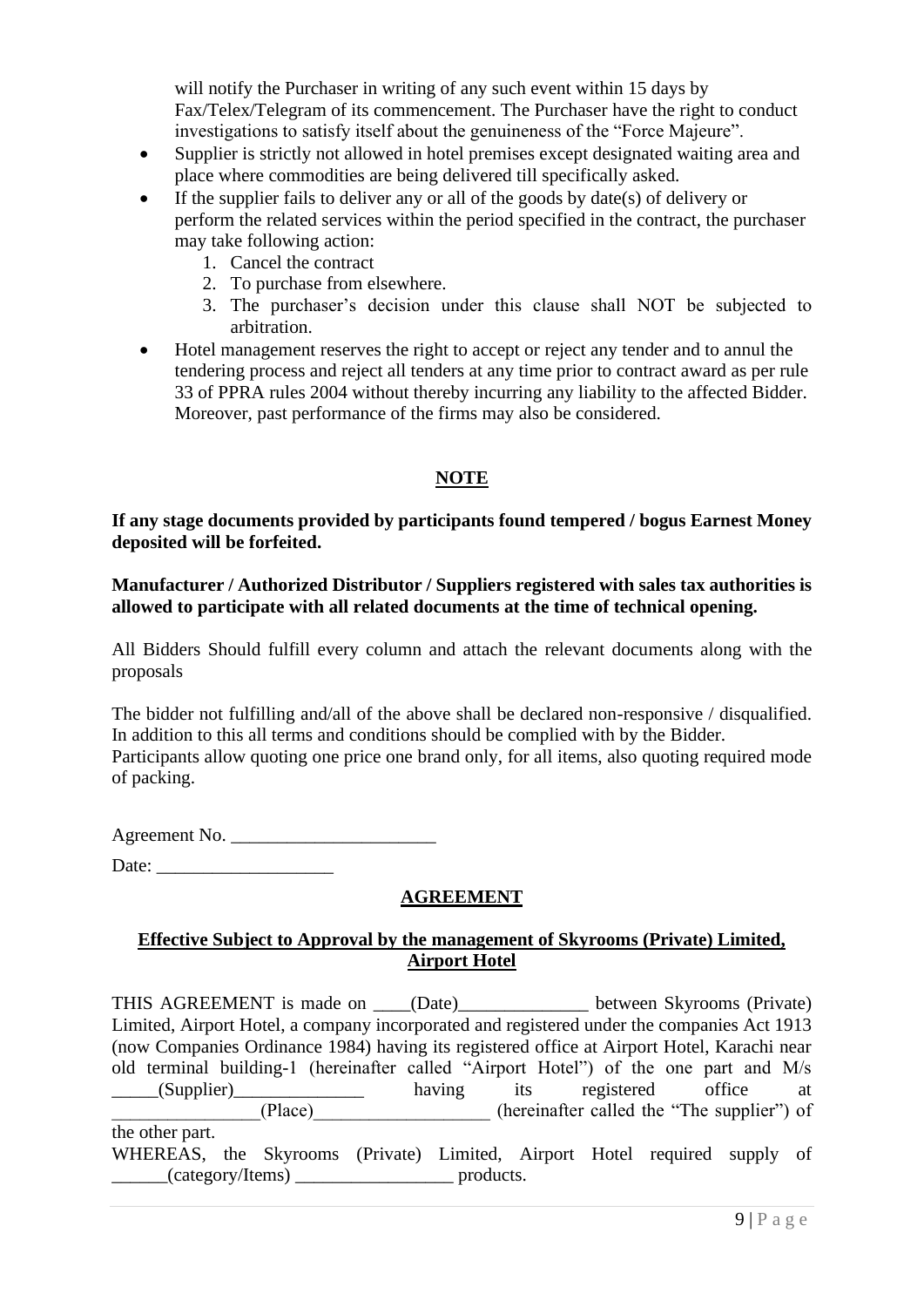will notify the Purchaser in writing of any such event within 15 days by Fax/Telex/Telegram of its commencement. The Purchaser have the right to conduct investigations to satisfy itself about the genuineness of the "Force Majeure".

- Supplier is strictly not allowed in hotel premises except designated waiting area and place where commodities are being delivered till specifically asked.
- If the supplier fails to deliver any or all of the goods by date(s) of delivery or perform the related services within the period specified in the contract, the purchaser may take following action:
  1. Cancel the contract
  2. To purchase from elsewhere.
  3. The purchaser's decision under this clause shall NOT be subjected to arbitration.
- Hotel management reserves the right to accept or reject any tender and to annul the tendering process and reject all tenders at any time prior to contract award as per rule 33 of PPRA rules 2004 without thereby incurring any liability to the affected Bidder. Moreover, past performance of the firms may also be considered.

## NOTE

**If any stage documents provided by participants found tempered / bogus Earnest Money deposited will be forfeited.**

**Manufacturer / Authorized Distributor / Suppliers registered with sales tax authorities is allowed to participate with all related documents at the time of technical opening.**

All Bidders Should fulfill every column and attach the relevant documents along with the proposals

The bidder not fulfilling and/all of the above shall be declared non-responsive / disqualified. In addition to this all terms and conditions should be complied with by the Bidder.
Participants allow quoting one price one brand only, for all items, also quoting required mode of packing.

Agreement No. ______________________

Date: ___________________

## AGREEMENT

**Effective Subject to Approval by the management of Skyrooms (Private) Limited, Airport Hotel**

THIS AGREEMENT is made on ____(Date)______________ between Skyrooms (Private) Limited, Airport Hotel, a company incorporated and registered under the companies Act 1913 (now Companies Ordinance 1984) having its registered office at Airport Hotel, Karachi near old terminal building-1 (hereinafter called "Airport Hotel") of the one part and M/s _____(Supplier)______________ having its registered office at ________________(Place)___________________ (hereinafter called the "The supplier") of the other part.
WHEREAS, the Skyrooms (Private) Limited, Airport Hotel required supply of ______(category/Items) _________________ products.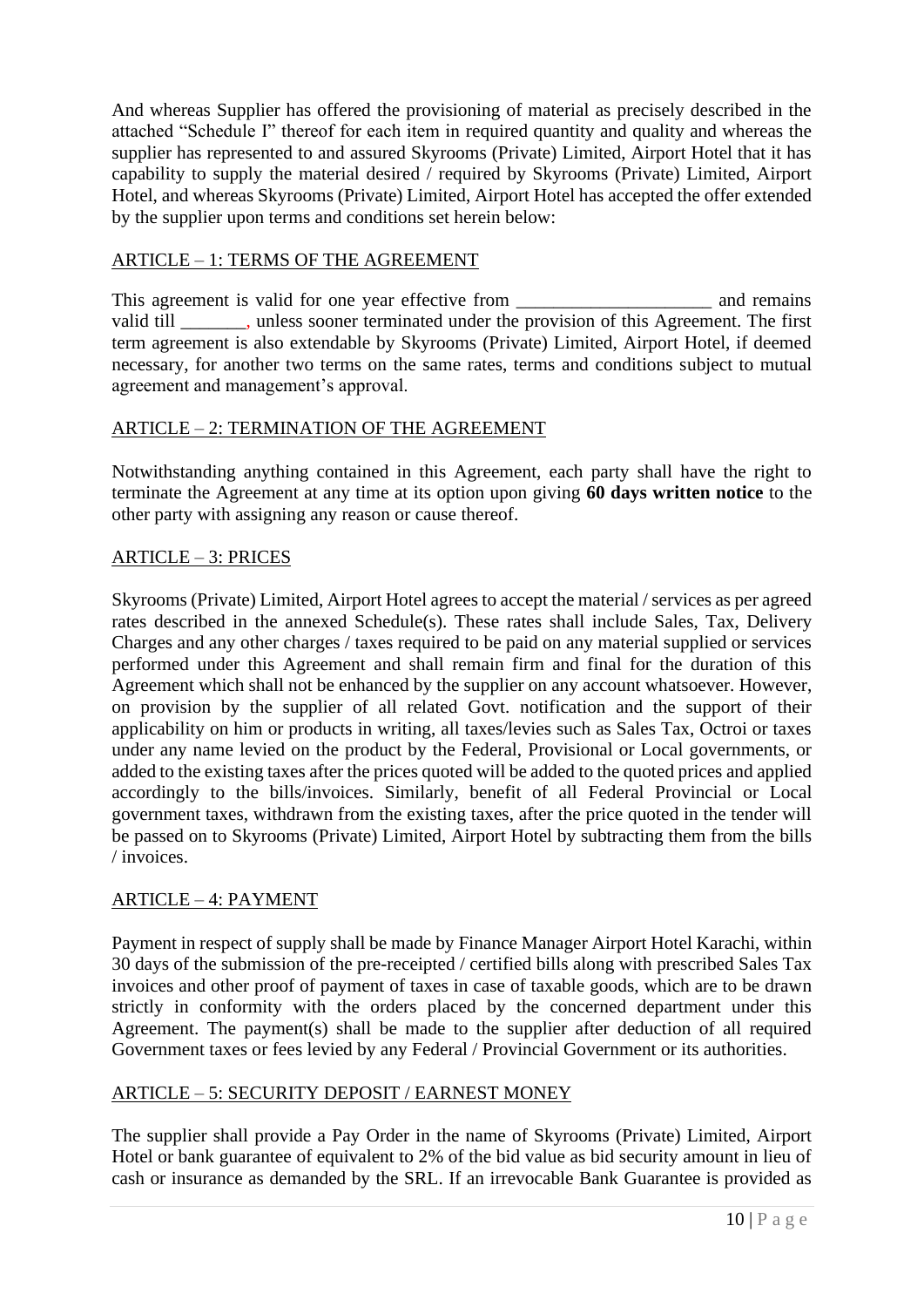And whereas Supplier has offered the provisioning of material as precisely described in the attached "Schedule I" thereof for each item in required quantity and quality and whereas the supplier has represented to and assured Skyrooms (Private) Limited, Airport Hotel that it has capability to supply the material desired / required by Skyrooms (Private) Limited, Airport Hotel, and whereas Skyrooms (Private) Limited, Airport Hotel has accepted the offer extended by the supplier upon terms and conditions set herein below:

## ARTICLE – 1: TERMS OF THE AGREEMENT

This agreement is valid for one year effective from _____________________ and remains valid till _______, unless sooner terminated under the provision of this Agreement. The first term agreement is also extendable by Skyrooms (Private) Limited, Airport Hotel, if deemed necessary, for another two terms on the same rates, terms and conditions subject to mutual agreement and management's approval.

## ARTICLE – 2: TERMINATION OF THE AGREEMENT

Notwithstanding anything contained in this Agreement, each party shall have the right to terminate the Agreement at any time at its option upon giving **60 days written notice** to the other party with assigning any reason or cause thereof.

## ARTICLE – 3: PRICES

Skyrooms (Private) Limited, Airport Hotel agrees to accept the material / services as per agreed rates described in the annexed Schedule(s). These rates shall include Sales, Tax, Delivery Charges and any other charges / taxes required to be paid on any material supplied or services performed under this Agreement and shall remain firm and final for the duration of this Agreement which shall not be enhanced by the supplier on any account whatsoever. However, on provision by the supplier of all related Govt. notification and the support of their applicability on him or products in writing, all taxes/levies such as Sales Tax, Octroi or taxes under any name levied on the product by the Federal, Provisional or Local governments, or added to the existing taxes after the prices quoted will be added to the quoted prices and applied accordingly to the bills/invoices. Similarly, benefit of all Federal Provincial or Local government taxes, withdrawn from the existing taxes, after the price quoted in the tender will be passed on to Skyrooms (Private) Limited, Airport Hotel by subtracting them from the bills / invoices.

## ARTICLE – 4: PAYMENT

Payment in respect of supply shall be made by Finance Manager Airport Hotel Karachi, within 30 days of the submission of the pre-receipted / certified bills along with prescribed Sales Tax invoices and other proof of payment of taxes in case of taxable goods, which are to be drawn strictly in conformity with the orders placed by the concerned department under this Agreement. The payment(s) shall be made to the supplier after deduction of all required Government taxes or fees levied by any Federal / Provincial Government or its authorities.

## ARTICLE – 5: SECURITY DEPOSIT / EARNEST MONEY

The supplier shall provide a Pay Order in the name of Skyrooms (Private) Limited, Airport Hotel or bank guarantee of equivalent to 2% of the bid value as bid security amount in lieu of cash or insurance as demanded by the SRL. If an irrevocable Bank Guarantee is provided as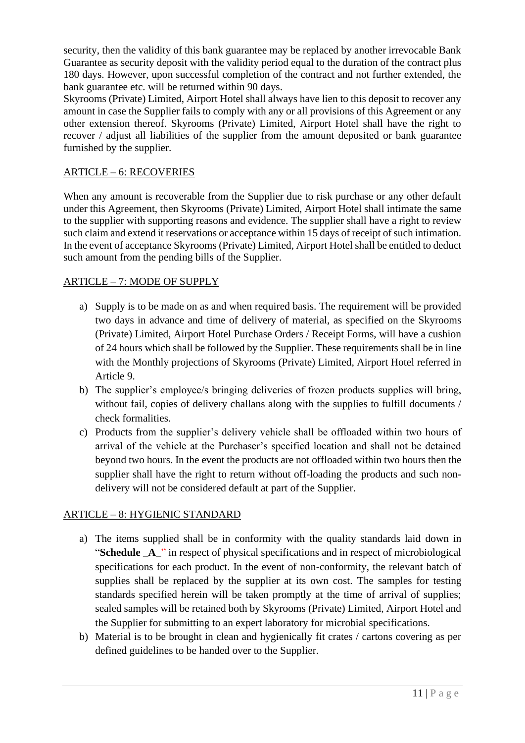security, then the validity of this bank guarantee may be replaced by another irrevocable Bank Guarantee as security deposit with the validity period equal to the duration of the contract plus 180 days. However, upon successful completion of the contract and not further extended, the bank guarantee etc. will be returned within 90 days.

Skyrooms (Private) Limited, Airport Hotel shall always have lien to this deposit to recover any amount in case the Supplier fails to comply with any or all provisions of this Agreement or any other extension thereof. Skyrooms (Private) Limited, Airport Hotel shall have the right to recover / adjust all liabilities of the supplier from the amount deposited or bank guarantee furnished by the supplier.

## ARTICLE – 6: RECOVERIES

When any amount is recoverable from the Supplier due to risk purchase or any other default under this Agreement, then Skyrooms (Private) Limited, Airport Hotel shall intimate the same to the supplier with supporting reasons and evidence. The supplier shall have a right to review such claim and extend it reservations or acceptance within 15 days of receipt of such intimation. In the event of acceptance Skyrooms (Private) Limited, Airport Hotel shall be entitled to deduct such amount from the pending bills of the Supplier.

## ARTICLE – 7: MODE OF SUPPLY

a) Supply is to be made on as and when required basis. The requirement will be provided two days in advance and time of delivery of material, as specified on the Skyrooms (Private) Limited, Airport Hotel Purchase Orders / Receipt Forms, will have a cushion of 24 hours which shall be followed by the Supplier. These requirements shall be in line with the Monthly projections of Skyrooms (Private) Limited, Airport Hotel referred in Article 9.
b) The supplier's employee/s bringing deliveries of frozen products supplies will bring, without fail, copies of delivery challans along with the supplies to fulfill documents / check formalities.
c) Products from the supplier's delivery vehicle shall be offloaded within two hours of arrival of the vehicle at the Purchaser's specified location and shall not be detained beyond two hours. In the event the products are not offloaded within two hours then the supplier shall have the right to return without off-loading the products and such non-delivery will not be considered default at part of the Supplier.

## ARTICLE – 8: HYGIENIC STANDARD

a) The items supplied shall be in conformity with the quality standards laid down in "**Schedule _A_**" in respect of physical specifications and in respect of microbiological specifications for each product. In the event of non-conformity, the relevant batch of supplies shall be replaced by the supplier at its own cost. The samples for testing standards specified herein will be taken promptly at the time of arrival of supplies; sealed samples will be retained both by Skyrooms (Private) Limited, Airport Hotel and the Supplier for submitting to an expert laboratory for microbial specifications.
b) Material is to be brought in clean and hygienically fit crates / cartons covering as per defined guidelines to be handed over to the Supplier.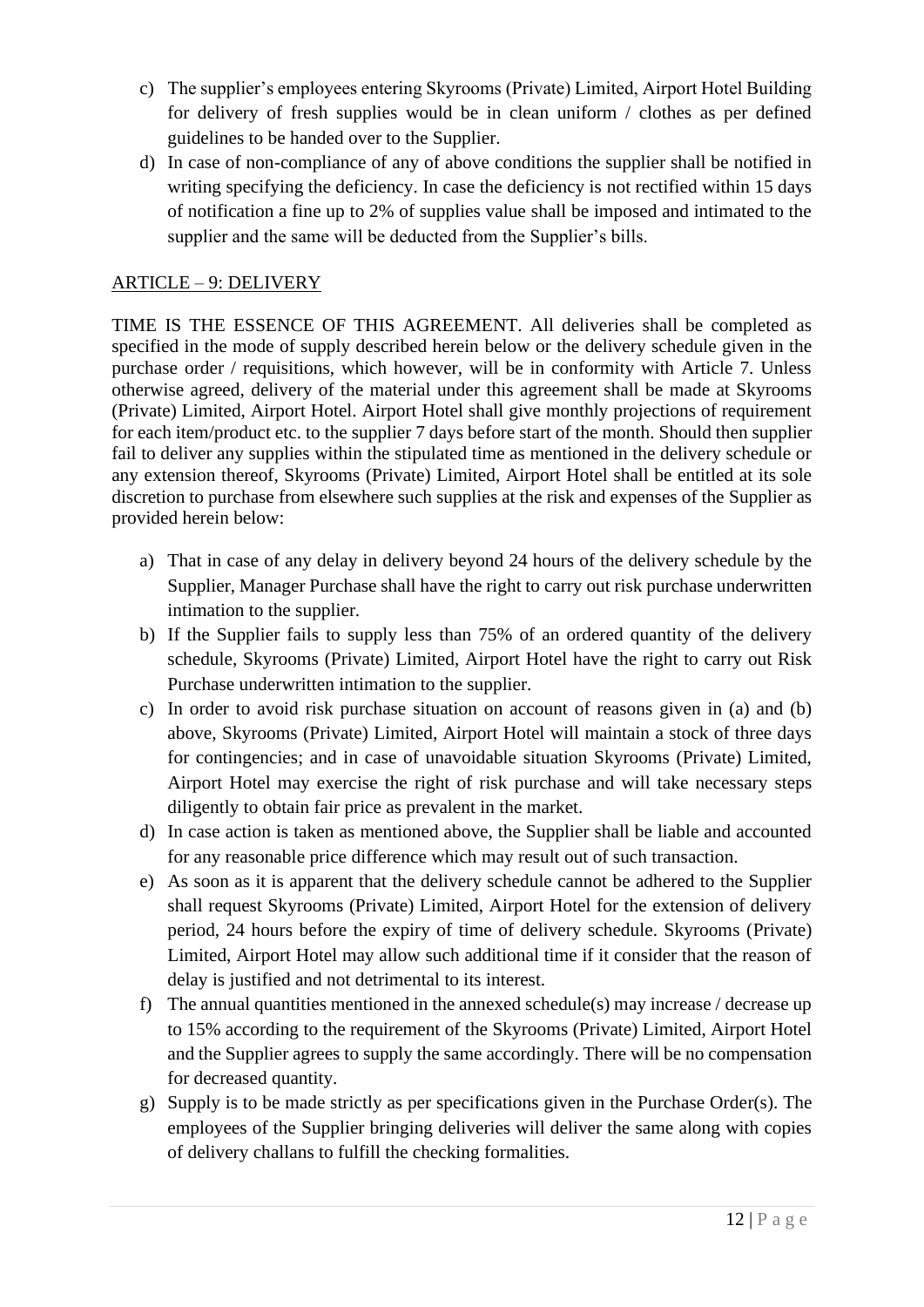c) The supplier's employees entering Skyrooms (Private) Limited, Airport Hotel Building for delivery of fresh supplies would be in clean uniform / clothes as per defined guidelines to be handed over to the Supplier.

d) In case of non-compliance of any of above conditions the supplier shall be notified in writing specifying the deficiency. In case the deficiency is not rectified within 15 days of notification a fine up to 2% of supplies value shall be imposed and intimated to the supplier and the same will be deducted from the Supplier's bills.

## ARTICLE – 9: DELIVERY

TIME IS THE ESSENCE OF THIS AGREEMENT. All deliveries shall be completed as specified in the mode of supply described herein below or the delivery schedule given in the purchase order / requisitions, which however, will be in conformity with Article 7. Unless otherwise agreed, delivery of the material under this agreement shall be made at Skyrooms (Private) Limited, Airport Hotel. Airport Hotel shall give monthly projections of requirement for each item/product etc. to the supplier 7 days before start of the month. Should then supplier fail to deliver any supplies within the stipulated time as mentioned in the delivery schedule or any extension thereof, Skyrooms (Private) Limited, Airport Hotel shall be entitled at its sole discretion to purchase from elsewhere such supplies at the risk and expenses of the Supplier as provided herein below:

a) That in case of any delay in delivery beyond 24 hours of the delivery schedule by the Supplier, Manager Purchase shall have the right to carry out risk purchase underwritten intimation to the supplier.

b) If the Supplier fails to supply less than 75% of an ordered quantity of the delivery schedule, Skyrooms (Private) Limited, Airport Hotel have the right to carry out Risk Purchase underwritten intimation to the supplier.

c) In order to avoid risk purchase situation on account of reasons given in (a) and (b) above, Skyrooms (Private) Limited, Airport Hotel will maintain a stock of three days for contingencies; and in case of unavoidable situation Skyrooms (Private) Limited, Airport Hotel may exercise the right of risk purchase and will take necessary steps diligently to obtain fair price as prevalent in the market.

d) In case action is taken as mentioned above, the Supplier shall be liable and accounted for any reasonable price difference which may result out of such transaction.

e) As soon as it is apparent that the delivery schedule cannot be adhered to the Supplier shall request Skyrooms (Private) Limited, Airport Hotel for the extension of delivery period, 24 hours before the expiry of time of delivery schedule. Skyrooms (Private) Limited, Airport Hotel may allow such additional time if it consider that the reason of delay is justified and not detrimental to its interest.

f) The annual quantities mentioned in the annexed schedule(s) may increase / decrease up to 15% according to the requirement of the Skyrooms (Private) Limited, Airport Hotel and the Supplier agrees to supply the same accordingly. There will be no compensation for decreased quantity.

g) Supply is to be made strictly as per specifications given in the Purchase Order(s). The employees of the Supplier bringing deliveries will deliver the same along with copies of delivery challans to fulfill the checking formalities.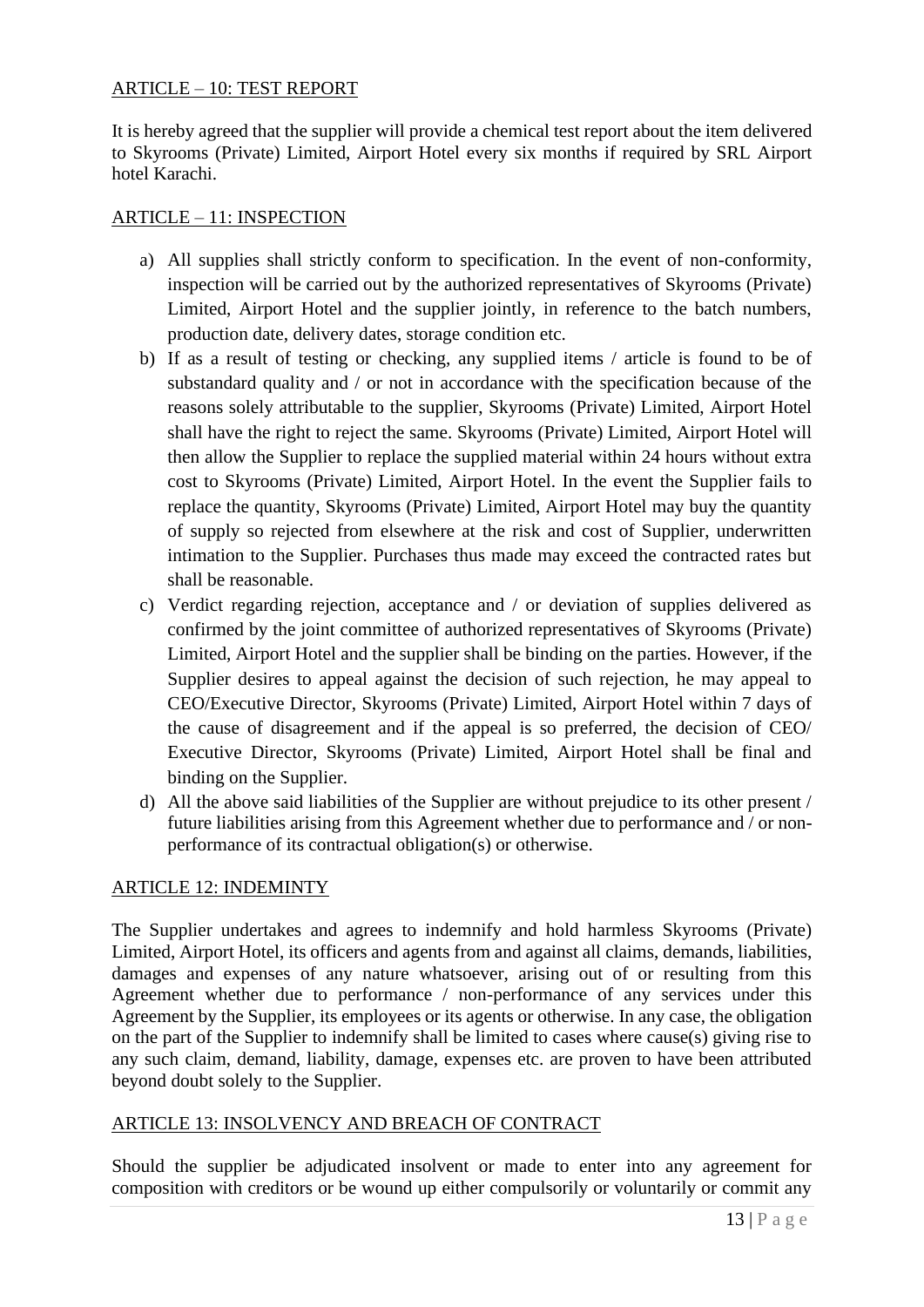ARTICLE – 10: TEST REPORT

It is hereby agreed that the supplier will provide a chemical test report about the item delivered to Skyrooms (Private) Limited, Airport Hotel every six months if required by SRL Airport hotel Karachi.

ARTICLE – 11: INSPECTION

a) All supplies shall strictly conform to specification. In the event of non-conformity, inspection will be carried out by the authorized representatives of Skyrooms (Private) Limited, Airport Hotel and the supplier jointly, in reference to the batch numbers, production date, delivery dates, storage condition etc.
b) If as a result of testing or checking, any supplied items / article is found to be of substandard quality and / or not in accordance with the specification because of the reasons solely attributable to the supplier, Skyrooms (Private) Limited, Airport Hotel shall have the right to reject the same. Skyrooms (Private) Limited, Airport Hotel will then allow the Supplier to replace the supplied material within 24 hours without extra cost to Skyrooms (Private) Limited, Airport Hotel. In the event the Supplier fails to replace the quantity, Skyrooms (Private) Limited, Airport Hotel may buy the quantity of supply so rejected from elsewhere at the risk and cost of Supplier, underwritten intimation to the Supplier. Purchases thus made may exceed the contracted rates but shall be reasonable.
c) Verdict regarding rejection, acceptance and / or deviation of supplies delivered as confirmed by the joint committee of authorized representatives of Skyrooms (Private) Limited, Airport Hotel and the supplier shall be binding on the parties. However, if the Supplier desires to appeal against the decision of such rejection, he may appeal to CEO/Executive Director, Skyrooms (Private) Limited, Airport Hotel within 7 days of the cause of disagreement and if the appeal is so preferred, the decision of CEO/ Executive Director, Skyrooms (Private) Limited, Airport Hotel shall be final and binding on the Supplier.
d) All the above said liabilities of the Supplier are without prejudice to its other present / future liabilities arising from this Agreement whether due to performance and / or non-performance of its contractual obligation(s) or otherwise.

ARTICLE 12: INDEMINTY

The Supplier undertakes and agrees to indemnify and hold harmless Skyrooms (Private) Limited, Airport Hotel, its officers and agents from and against all claims, demands, liabilities, damages and expenses of any nature whatsoever, arising out of or resulting from this Agreement whether due to performance / non-performance of any services under this Agreement by the Supplier, its employees or its agents or otherwise. In any case, the obligation on the part of the Supplier to indemnify shall be limited to cases where cause(s) giving rise to any such claim, demand, liability, damage, expenses etc. are proven to have been attributed beyond doubt solely to the Supplier.

ARTICLE 13: INSOLVENCY AND BREACH OF CONTRACT

Should the supplier be adjudicated insolvent or made to enter into any agreement for composition with creditors or be wound up either compulsorily or voluntarily or commit any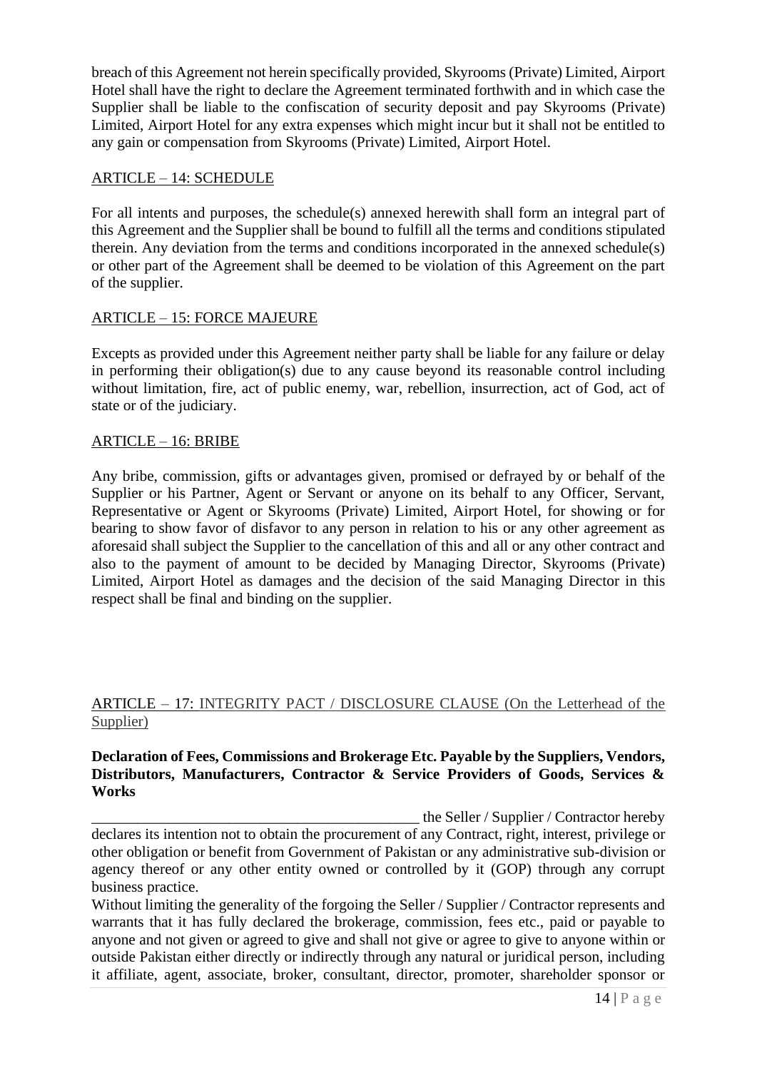breach of this Agreement not herein specifically provided, Skyrooms (Private) Limited, Airport Hotel shall have the right to declare the Agreement terminated forthwith and in which case the Supplier shall be liable to the confiscation of security deposit and pay Skyrooms (Private) Limited, Airport Hotel for any extra expenses which might incur but it shall not be entitled to any gain or compensation from Skyrooms (Private) Limited, Airport Hotel.

## ARTICLE – 14: SCHEDULE

For all intents and purposes, the schedule(s) annexed herewith shall form an integral part of this Agreement and the Supplier shall be bound to fulfill all the terms and conditions stipulated therein. Any deviation from the terms and conditions incorporated in the annexed schedule(s) or other part of the Agreement shall be deemed to be violation of this Agreement on the part of the supplier.

## ARTICLE – 15: FORCE MAJEURE

Excepts as provided under this Agreement neither party shall be liable for any failure or delay in performing their obligation(s) due to any cause beyond its reasonable control including without limitation, fire, act of public enemy, war, rebellion, insurrection, act of God, act of state or of the judiciary.

## ARTICLE – 16: BRIBE

Any bribe, commission, gifts or advantages given, promised or defrayed by or behalf of the Supplier or his Partner, Agent or Servant or anyone on its behalf to any Officer, Servant, Representative or Agent or Skyrooms (Private) Limited, Airport Hotel, for showing or for bearing to show favor of disfavor to any person in relation to his or any other agreement as aforesaid shall subject the Supplier to the cancellation of this and all or any other contract and also to the payment of amount to be decided by Managing Director, Skyrooms (Private) Limited, Airport Hotel as damages and the decision of the said Managing Director in this respect shall be final and binding on the supplier.

## ARTICLE – 17: INTEGRITY PACT / DISCLOSURE CLAUSE (On the Letterhead of the Supplier)

**Declaration of Fees, Commissions and Brokerage Etc. Payable by the Suppliers, Vendors, Distributors, Manufacturers, Contractor & Service Providers of Goods, Services & Works**

_____________________________________________ the Seller / Supplier / Contractor hereby declares its intention not to obtain the procurement of any Contract, right, interest, privilege or other obligation or benefit from Government of Pakistan or any administrative sub-division or agency thereof or any other entity owned or controlled by it (GOP) through any corrupt business practice.

Without limiting the generality of the forgoing the Seller / Supplier / Contractor represents and warrants that it has fully declared the brokerage, commission, fees etc., paid or payable to anyone and not given or agreed to give and shall not give or agree to give to anyone within or outside Pakistan either directly or indirectly through any natural or juridical person, including it affiliate, agent, associate, broker, consultant, director, promoter, shareholder sponsor or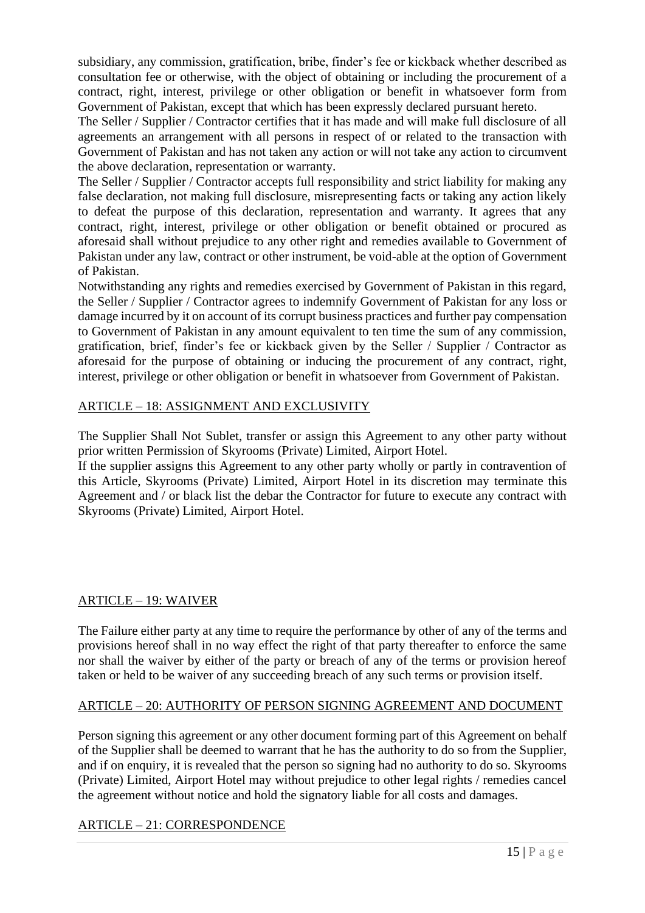subsidiary, any commission, gratification, bribe, finder's fee or kickback whether described as consultation fee or otherwise, with the object of obtaining or including the procurement of a contract, right, interest, privilege or other obligation or benefit in whatsoever form from Government of Pakistan, except that which has been expressly declared pursuant hereto.

The Seller / Supplier / Contractor certifies that it has made and will make full disclosure of all agreements an arrangement with all persons in respect of or related to the transaction with Government of Pakistan and has not taken any action or will not take any action to circumvent the above declaration, representation or warranty.

The Seller / Supplier / Contractor accepts full responsibility and strict liability for making any false declaration, not making full disclosure, misrepresenting facts or taking any action likely to defeat the purpose of this declaration, representation and warranty. It agrees that any contract, right, interest, privilege or other obligation or benefit obtained or procured as aforesaid shall without prejudice to any other right and remedies available to Government of Pakistan under any law, contract or other instrument, be void-able at the option of Government of Pakistan.

Notwithstanding any rights and remedies exercised by Government of Pakistan in this regard, the Seller / Supplier / Contractor agrees to indemnify Government of Pakistan for any loss or damage incurred by it on account of its corrupt business practices and further pay compensation to Government of Pakistan in any amount equivalent to ten time the sum of any commission, gratification, brief, finder's fee or kickback given by the Seller / Supplier / Contractor as aforesaid for the purpose of obtaining or inducing the procurement of any contract, right, interest, privilege or other obligation or benefit in whatsoever from Government of Pakistan.

## ARTICLE – 18: ASSIGNMENT AND EXCLUSIVITY

The Supplier Shall Not Sublet, transfer or assign this Agreement to any other party without prior written Permission of Skyrooms (Private) Limited, Airport Hotel.

If the supplier assigns this Agreement to any other party wholly or partly in contravention of this Article, Skyrooms (Private) Limited, Airport Hotel in its discretion may terminate this Agreement and / or black list the debar the Contractor for future to execute any contract with Skyrooms (Private) Limited, Airport Hotel.

## ARTICLE – 19: WAIVER

The Failure either party at any time to require the performance by other of any of the terms and provisions hereof shall in no way effect the right of that party thereafter to enforce the same nor shall the waiver by either of the party or breach of any of the terms or provision hereof taken or held to be waiver of any succeeding breach of any such terms or provision itself.

## ARTICLE – 20: AUTHORITY OF PERSON SIGNING AGREEMENT AND DOCUMENT

Person signing this agreement or any other document forming part of this Agreement on behalf of the Supplier shall be deemed to warrant that he has the authority to do so from the Supplier, and if on enquiry, it is revealed that the person so signing had no authority to do so. Skyrooms (Private) Limited, Airport Hotel may without prejudice to other legal rights / remedies cancel the agreement without notice and hold the signatory liable for all costs and damages.

## ARTICLE – 21: CORRESPONDENCE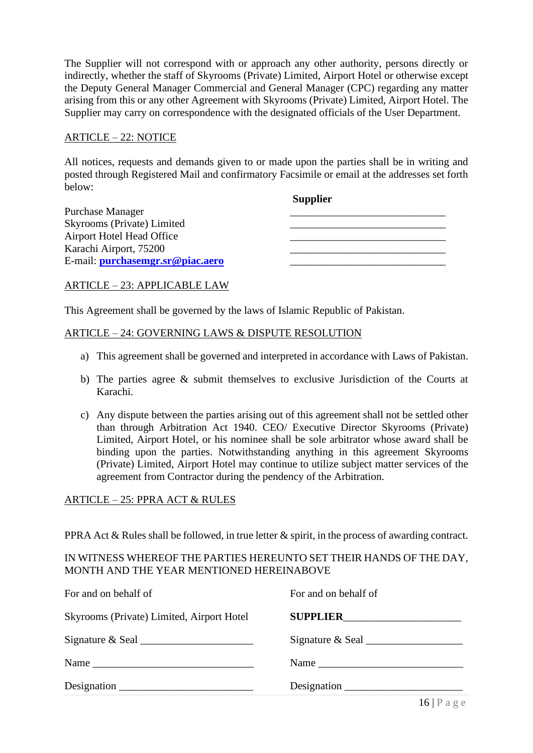The Supplier will not correspond with or approach any other authority, persons directly or indirectly, whether the staff of Skyrooms (Private) Limited, Airport Hotel or otherwise except the Deputy General Manager Commercial and General Manager (CPC) regarding any matter arising from this or any other Agreement with Skyrooms (Private) Limited, Airport Hotel. The Supplier may carry on correspondence with the designated officials of the User Department.

## ARTICLE – 22: NOTICE

All notices, requests and demands given to or made upon the parties shall be in writing and posted through Registered Mail and confirmatory Facsimile or email at the addresses set forth below:

| | **Supplier** |
|---|---|
| Purchase Manager | ____________________________ |
| Skyrooms (Private) Limited | ____________________________ |
| Airport Hotel Head Office | ____________________________ |
| Karachi Airport, 75200 | ____________________________ |
| E-mail: **purchasemgr.sr@piac.aero** | ____________________________ |

## ARTICLE – 23: APPLICABLE LAW

This Agreement shall be governed by the laws of Islamic Republic of Pakistan.

## ARTICLE – 24: GOVERNING LAWS & DISPUTE RESOLUTION

a) This agreement shall be governed and interpreted in accordance with Laws of Pakistan.

b) The parties agree & submit themselves to exclusive Jurisdiction of the Courts at Karachi.

c) Any dispute between the parties arising out of this agreement shall not be settled other than through Arbitration Act 1940. CEO/ Executive Director Skyrooms (Private) Limited, Airport Hotel, or his nominee shall be sole arbitrator whose award shall be binding upon the parties. Notwithstanding anything in this agreement Skyrooms (Private) Limited, Airport Hotel may continue to utilize subject matter services of the agreement from Contractor during the pendency of the Arbitration.

## ARTICLE – 25: PPRA ACT & RULES

PPRA Act & Rules shall be followed, in true letter & spirit, in the process of awarding contract.

IN WITNESS WHEREOF THE PARTIES HEREUNTO SET THEIR HANDS OF THE DAY, MONTH AND THE YEAR MENTIONED HEREINABOVE

| For and on behalf of | For and on behalf of |
|---|---|
| Skyrooms (Private) Limited, Airport Hotel | **SUPPLIER**_____________________ |
| Signature & Seal ____________________ | Signature & Seal _________________ |
| Name _____________________________ | Name ___________________________ |
| Designation ________________________ | Designation _____________________ |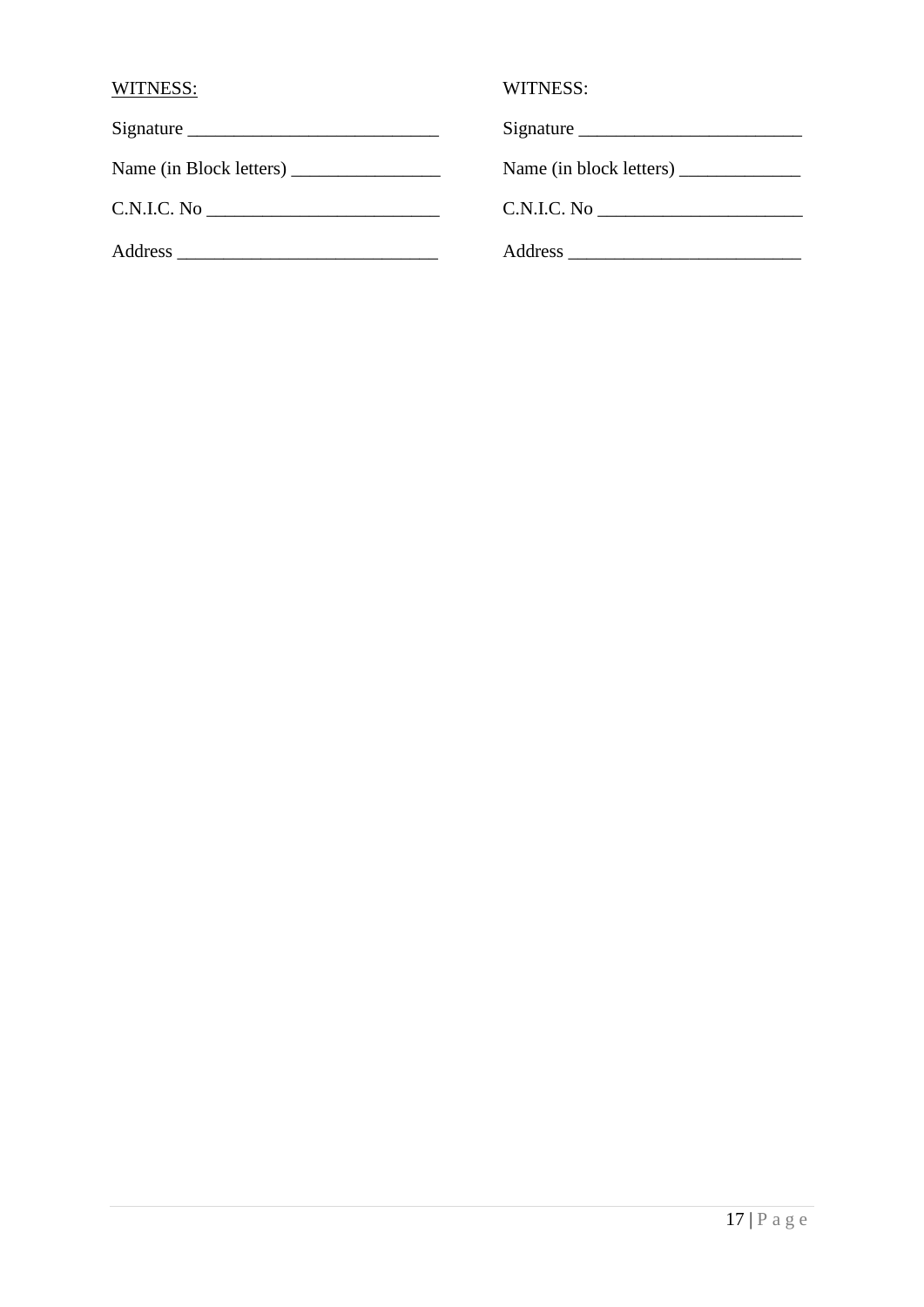<u>WITNESS:</u>

Signature ___________________________

Name (in Block letters) ________________

C.N.I.C. No _________________________

Address ____________________________

WITNESS:

Signature ________________________

Name (in block letters) _____________

C.N.I.C. No ______________________

Address _________________________